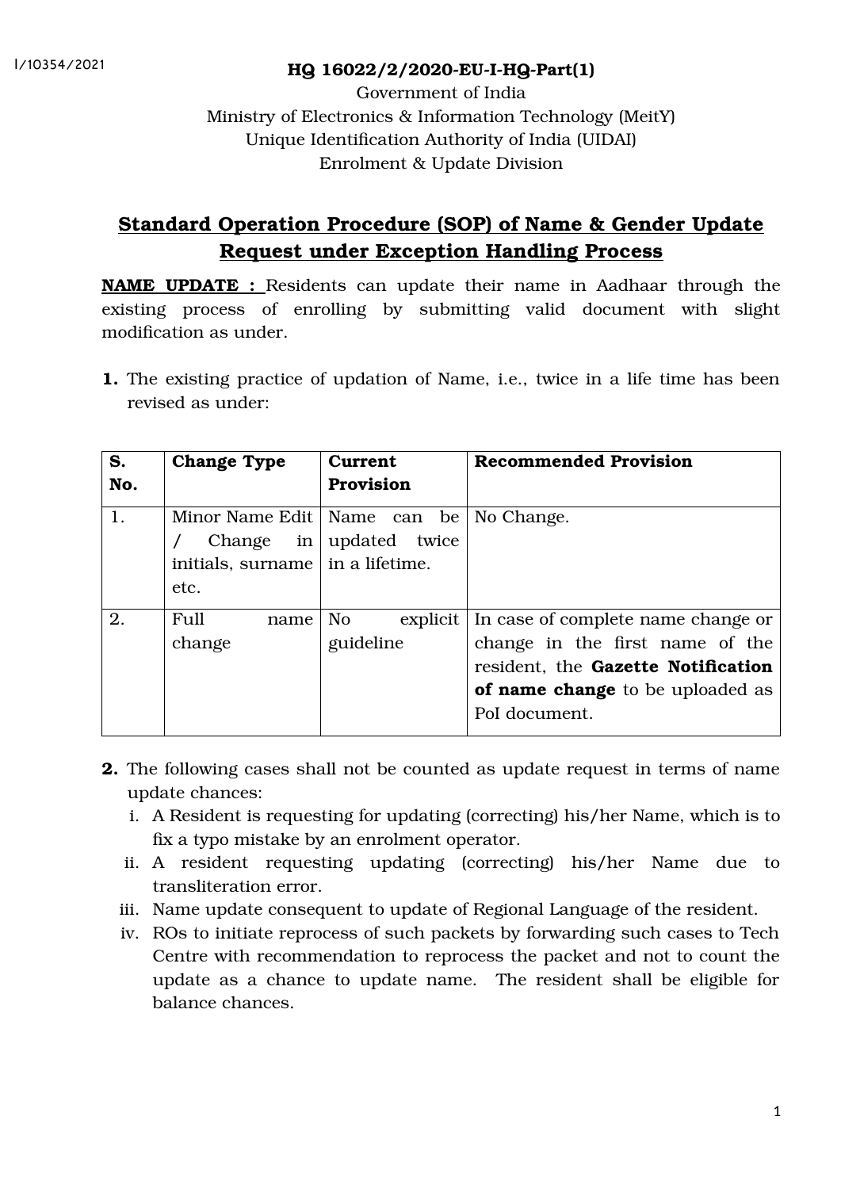I/10354/2021

**HQ 16022/2/2020-EU-I-HQ-Part(1)**

Government of India
Ministry of Electronics & Information Technology (MeitY)
Unique Identification Authority of India (UIDAI)
Enrolment & Update Division

# Standard Operation Procedure (SOP) of Name & Gender Update Request under Exception Handling Process

**NAME UPDATE :** Residents can update their name in Aadhaar through the existing process of enrolling by submitting valid document with slight modification as under.

**1.** The existing practice of updation of Name, i.e., twice in a life time has been revised as under:

| S. No. | Change Type | Current Provision | Recommended Provision |
|---|---|---|---|
| 1. | Minor Name Edit / Change in initials, surname etc. | Name can be updated twice in a lifetime. | No Change. |
| 2. | Full name change | No explicit guideline | In case of complete name change or change in the first name of the resident, the **Gazette Notification of name change** to be uploaded as PoI document. |

**2.** The following cases shall not be counted as update request in terms of name update chances:

i. A Resident is requesting for updating (correcting) his/her Name, which is to fix a typo mistake by an enrolment operator.

ii. A resident requesting updating (correcting) his/her Name due to transliteration error.

iii. Name update consequent to update of Regional Language of the resident.

iv. ROs to initiate reprocess of such packets by forwarding such cases to Tech Centre with recommendation to reprocess the packet and not to count the update as a chance to update name. The resident shall be eligible for balance chances.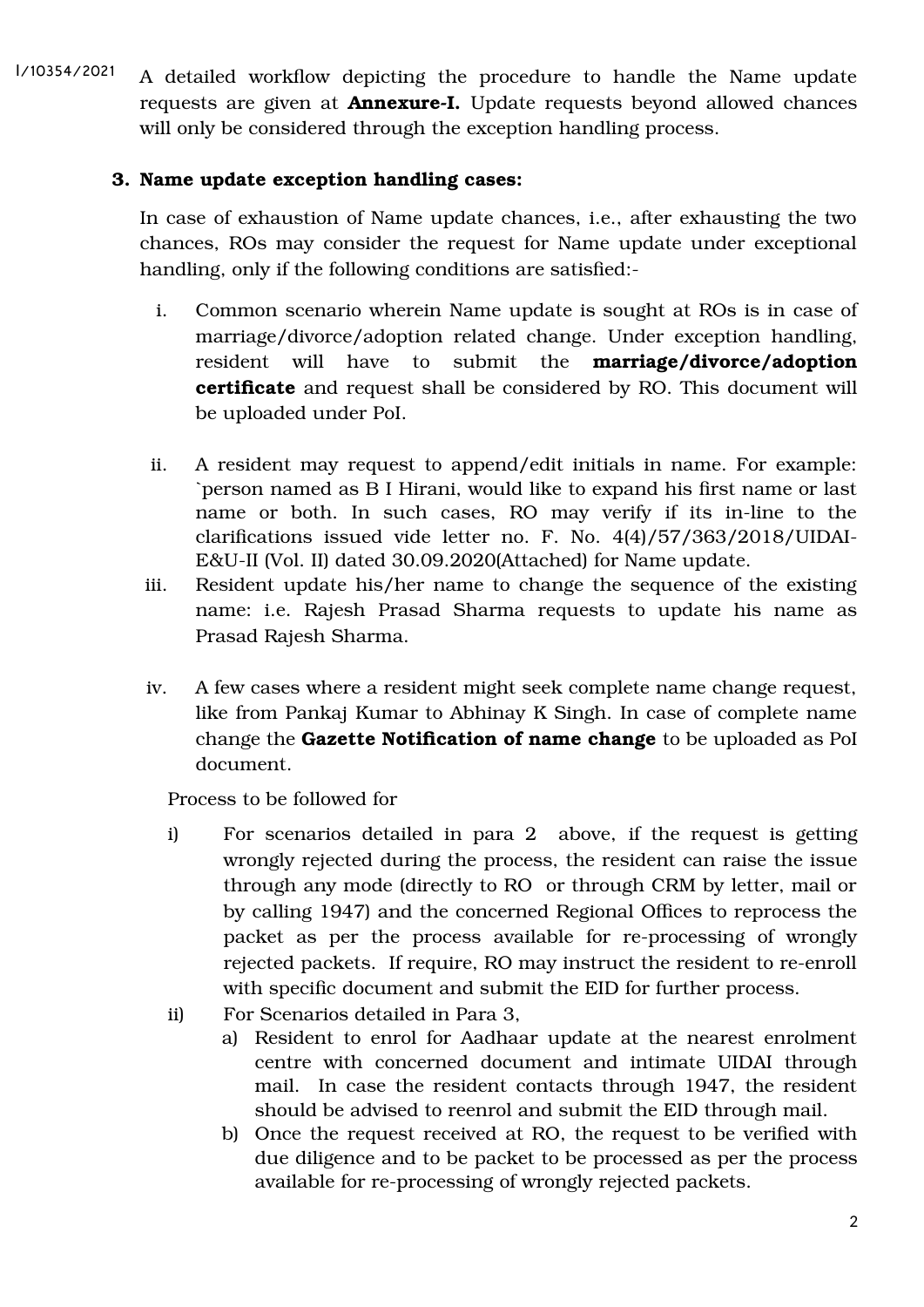I/10354/2021

A detailed workflow depicting the procedure to handle the Name update requests are given at **Annexure-I.** Update requests beyond allowed chances will only be considered through the exception handling process.

**3. Name update exception handling cases:**

In case of exhaustion of Name update chances, i.e., after exhausting the two chances, ROs may consider the request for Name update under exceptional handling, only if the following conditions are satisfied:-

i. Common scenario wherein Name update is sought at ROs is in case of marriage/divorce/adoption related change. Under exception handling, resident will have to submit the **marriage/divorce/adoption certificate** and request shall be considered by RO. This document will be uploaded under PoI.

ii. A resident may request to append/edit initials in name. For example: `person named as B I Hirani, would like to expand his first name or last name or both. In such cases, RO may verify if its in-line to the clarifications issued vide letter no. F. No. 4(4)/57/363/2018/UIDAI-E&U-II (Vol. II) dated 30.09.2020(Attached) for Name update.

iii. Resident update his/her name to change the sequence of the existing name: i.e. Rajesh Prasad Sharma requests to update his name as Prasad Rajesh Sharma.

iv. A few cases where a resident might seek complete name change request, like from Pankaj Kumar to Abhinay K Singh. In case of complete name change the **Gazette Notification of name change** to be uploaded as PoI document.

Process to be followed for

i) For scenarios detailed in para 2 above, if the request is getting wrongly rejected during the process, the resident can raise the issue through any mode (directly to RO or through CRM by letter, mail or by calling 1947) and the concerned Regional Offices to reprocess the packet as per the process available for re-processing of wrongly rejected packets. If require, RO may instruct the resident to re-enroll with specific document and submit the EID for further process.

ii) For Scenarios detailed in Para 3,

a) Resident to enrol for Aadhaar update at the nearest enrolment centre with concerned document and intimate UIDAI through mail. In case the resident contacts through 1947, the resident should be advised to reenrol and submit the EID through mail.

b) Once the request received at RO, the request to be verified with due diligence and to be packet to be processed as per the process available for re-processing of wrongly rejected packets.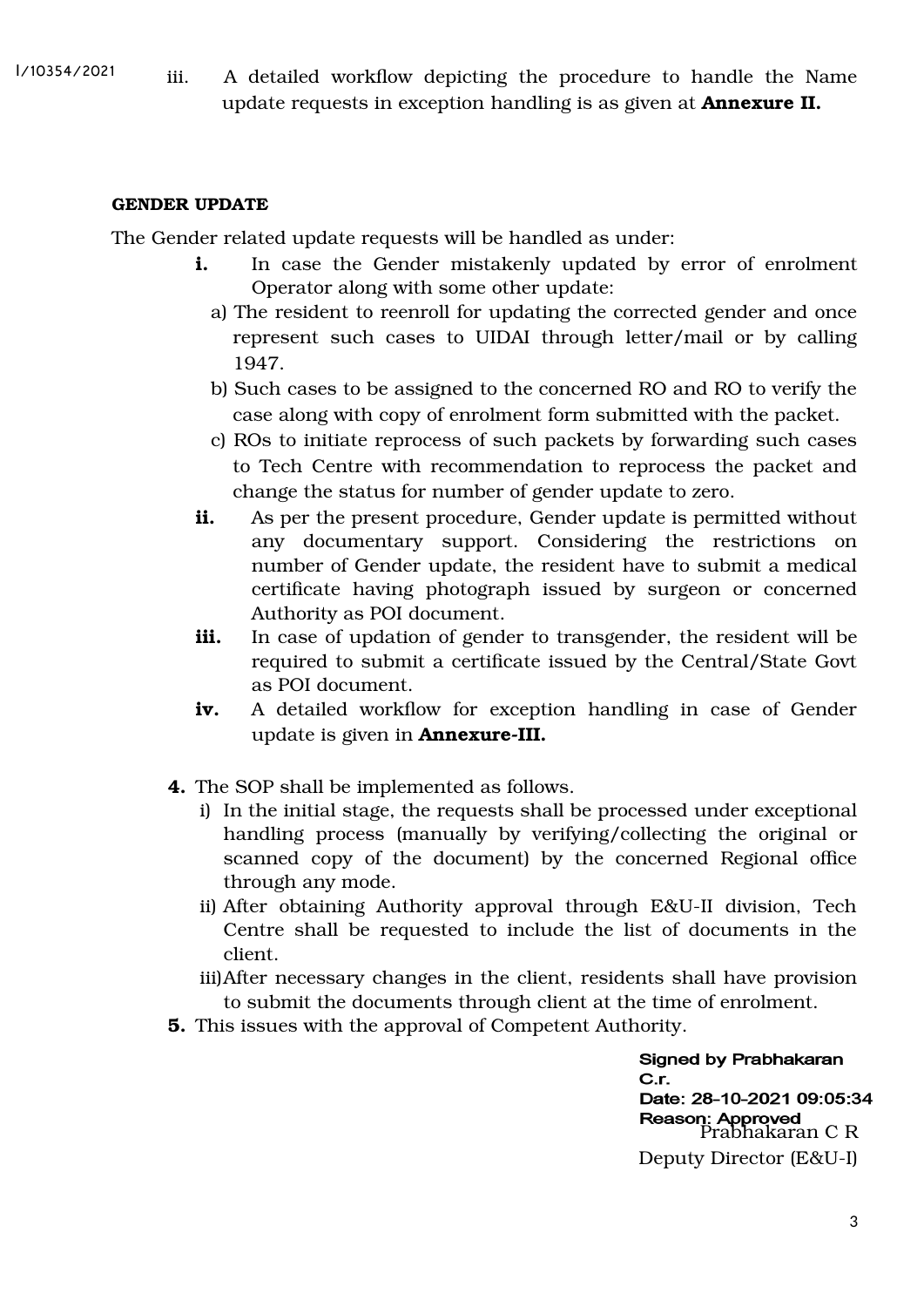iii. A detailed workflow depicting the procedure to handle the Name update requests in exception handling is as given at **Annexure II.**

**GENDER UPDATE**

The Gender related update requests will be handled as under:

- **i.** In case the Gender mistakenly updated by error of enrolment Operator along with some other update:
  - a) The resident to reenroll for updating the corrected gender and once represent such cases to UIDAI through letter/mail or by calling 1947.
  - b) Such cases to be assigned to the concerned RO and RO to verify the case along with copy of enrolment form submitted with the packet.
  - c) ROs to initiate reprocess of such packets by forwarding such cases to Tech Centre with recommendation to reprocess the packet and change the status for number of gender update to zero.
- **ii.** As per the present procedure, Gender update is permitted without any documentary support. Considering the restrictions on number of Gender update, the resident have to submit a medical certificate having photograph issued by surgeon or concerned Authority as POI document.
- **iii.** In case of updation of gender to transgender, the resident will be required to submit a certificate issued by the Central/State Govt as POI document.
- **iv.** A detailed workflow for exception handling in case of Gender update is given in **Annexure-III.**

**4.** The SOP shall be implemented as follows.

- i) In the initial stage, the requests shall be processed under exceptional handling process (manually by verifying/collecting the original or scanned copy of the document) by the concerned Regional office through any mode.
- ii) After obtaining Authority approval through E&U-II division, Tech Centre shall be requested to include the list of documents in the client.
- iii) After necessary changes in the client, residents shall have provision to submit the documents through client at the time of enrolment.

**5.** This issues with the approval of Competent Authority.

Signed by Prabhakaran C.r.
Date: 28-10-2021 09:05:34
Reason: Approved

Prabhakaran C R
Deputy Director (E&U-I)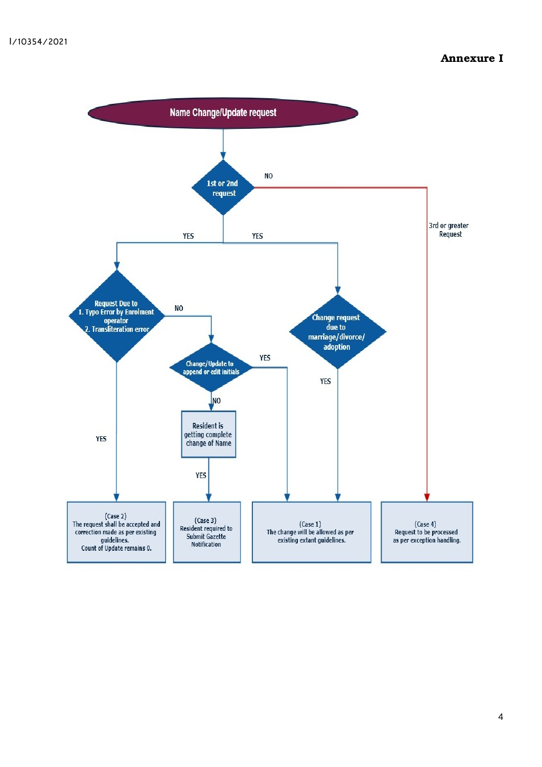I/10354/2021

**Annexure I**

**Name Change/Update request**

**1st or 2nd request**

- NO → 3rd or greater Request → (Case 4) Request to be processed as per exception handling.
- YES → **Request Due to 1. Typo Error by Enrolment operator 2. Transliteration error**
  - YES → (Case 2) The request shall be accepted and correction made as per existing guidelines. Count of Update remains 0.
  - NO → **Change/Update to append or edit initials**
    - YES → (Case 1) The change will be allowed as per existing extant guidelines.
    - NO → **Resident is getting complete change of Name**
      - YES → (Case 3) Resident required to Submit Gazette Notification
- YES → **Change request due to marriage/divorce/ adoption**
  - YES → (Case 1) The change will be allowed as per existing extant guidelines.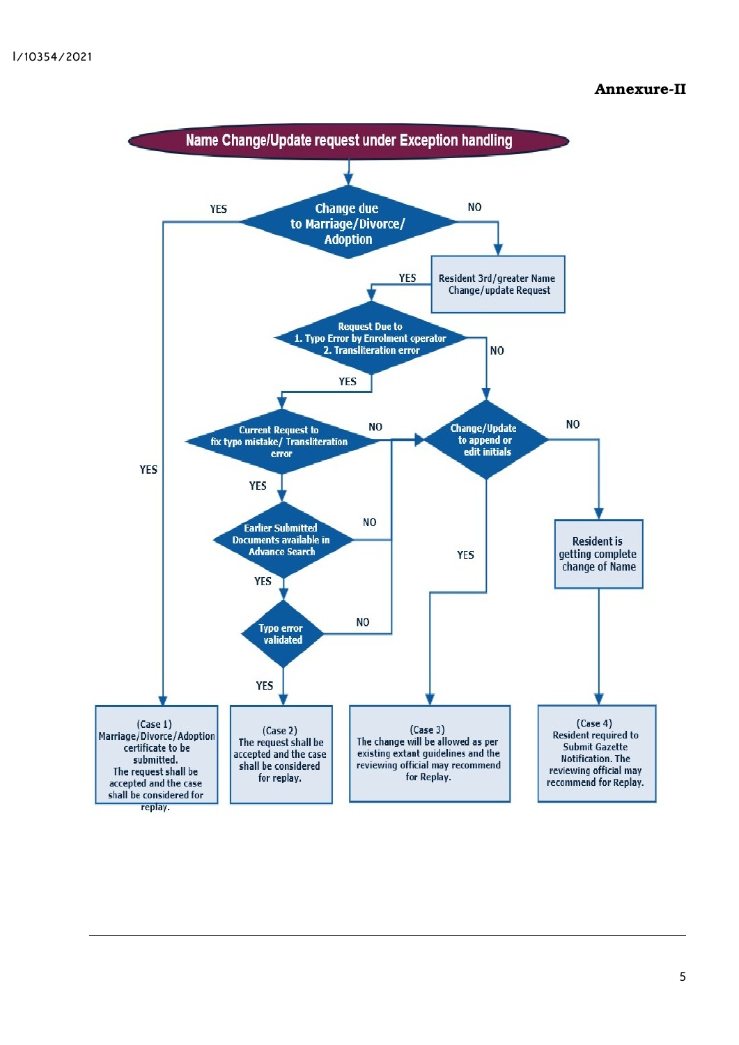I/10354/2021

**Annexure-II**

# Name Change/Update request under Exception handling

**Change due to Marriage/Divorce/ Adoption**

- YES → (Case 1) Marriage/Divorce/Adoption certificate to be submitted. The request shall be accepted and the case shall be considered for replay.
- NO → Resident 3rd/greater Name Change/update Request
  - YES → **Request Due to 1. Typo Error by Enrolment operator 2. Transliteration error**
    - YES → **Current Request to fix typo mistake/ Transliteration error**
      - YES → **Earlier Submitted Documents available in Advance Search**
        - YES → **Typo error validated**
          - YES → (Case 2) The request shall be accepted and the case shall be considered for replay.
          - NO → Change/Update to append or edit initials
        - NO → Change/Update to append or edit initials
      - NO → Change/Update to append or edit initials
    - NO → **Change/Update to append or edit initials**
      - YES → (Case 3) The change will be allowed as per existing extant guidelines and the reviewing official may recommend for Replay.
      - NO → Resident is getting complete change of Name → (Case 4) Resident required to Submit Gazette Notification. The reviewing official may recommend for Replay.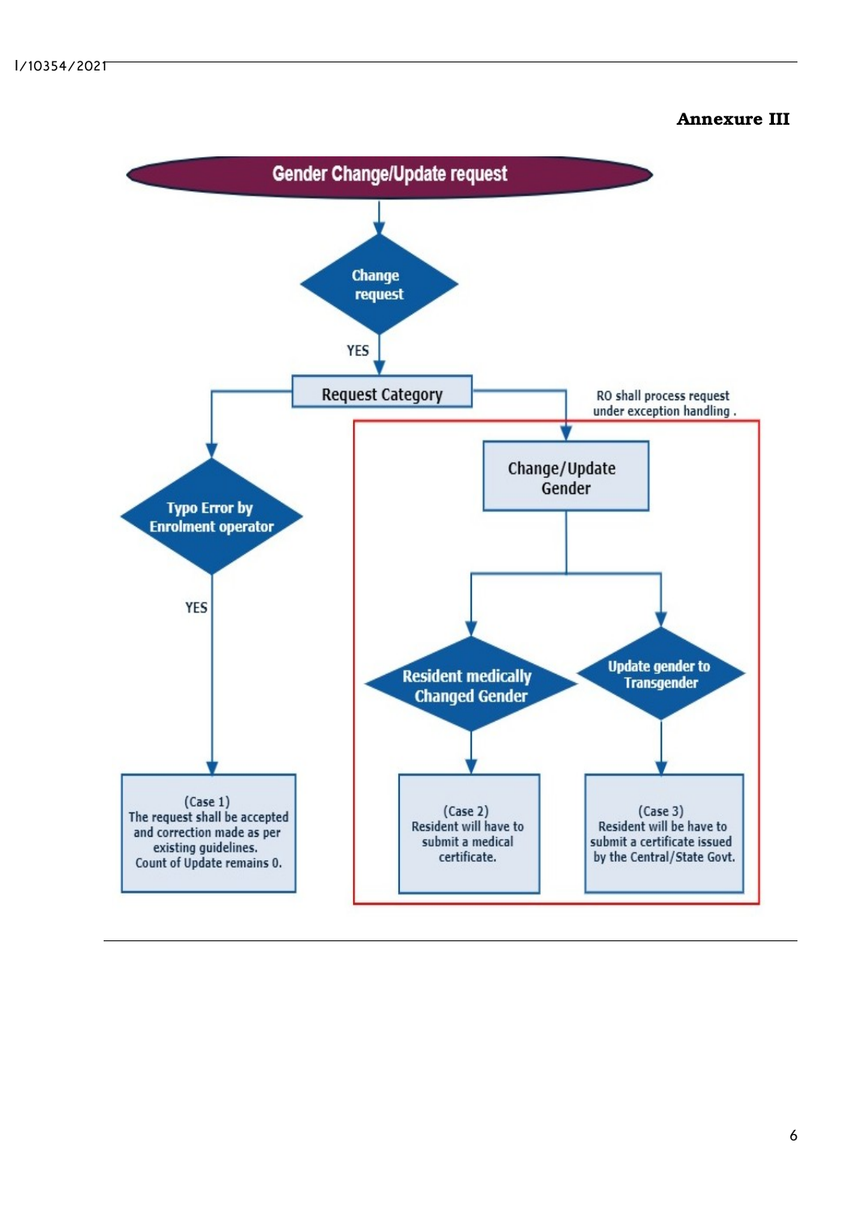**Annexure III**

Gender Change/Update request

Change request

YES

Request Category

RO shall process request under exception handling .

Typo Error by Enrolment operator

YES

(Case 1)
The request shall be accepted and correction made as per existing guidelines.
Count of Update remains 0.

Change/Update Gender

Resident medically Changed Gender

Update gender to Transgender

(Case 2)
Resident will have to submit a medical certificate.

(Case 3)
Resident will be have to submit a certificate issued by the Central/State Govt.